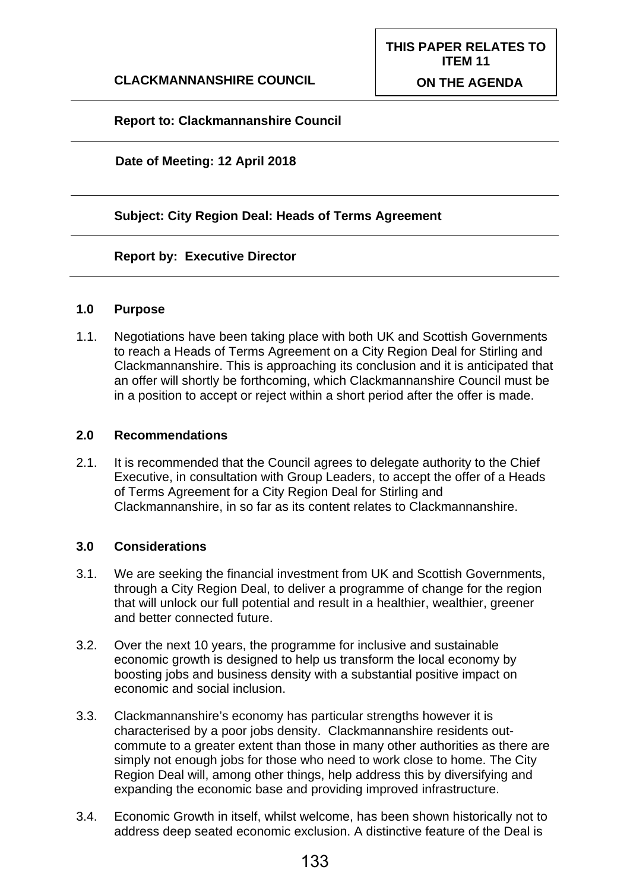**CLACKMANNANSHIRE COUNCIL**

**THIS PAPER RELATES TO ITEM 11 ON THE AGENDA**

**Report to: Clackmannanshire Council**

**Date of Meeting: 12 April 2018**

**Subject: City Region Deal: Heads of Terms Agreement**

**Report by: Executive Director**

## 1.0 Purpose

1.1. Negotiations have been taking place with both UK and Scottish Governments to reach a Heads of Terms Agreement on a City Region Deal for Stirling and Clackmannanshire. This is approaching its conclusion and it is anticipated that an offer will shortly be forthcoming, which Clackmannanshire Council must be in a position to accept or reject within a short period after the offer is made.

## 2.0 Recommendations

2.1. It is recommended that the Council agrees to delegate authority to the Chief Executive, in consultation with Group Leaders, to accept the offer of a Heads of Terms Agreement for a City Region Deal for Stirling and Clackmannanshire, in so far as its content relates to Clackmannanshire.

## 3.0 Considerations

3.1. We are seeking the financial investment from UK and Scottish Governments, through a City Region Deal, to deliver a programme of change for the region that will unlock our full potential and result in a healthier, wealthier, greener and better connected future.

3.2. Over the next 10 years, the programme for inclusive and sustainable economic growth is designed to help us transform the local economy by boosting jobs and business density with a substantial positive impact on economic and social inclusion.

3.3. Clackmannanshire's economy has particular strengths however it is characterised by a poor jobs density. Clackmannanshire residents out-commute to a greater extent than those in many other authorities as there are simply not enough jobs for those who need to work close to home. The City Region Deal will, among other things, help address this by diversifying and expanding the economic base and providing improved infrastructure.

3.4. Economic Growth in itself, whilst welcome, has been shown historically not to address deep seated economic exclusion. A distinctive feature of the Deal is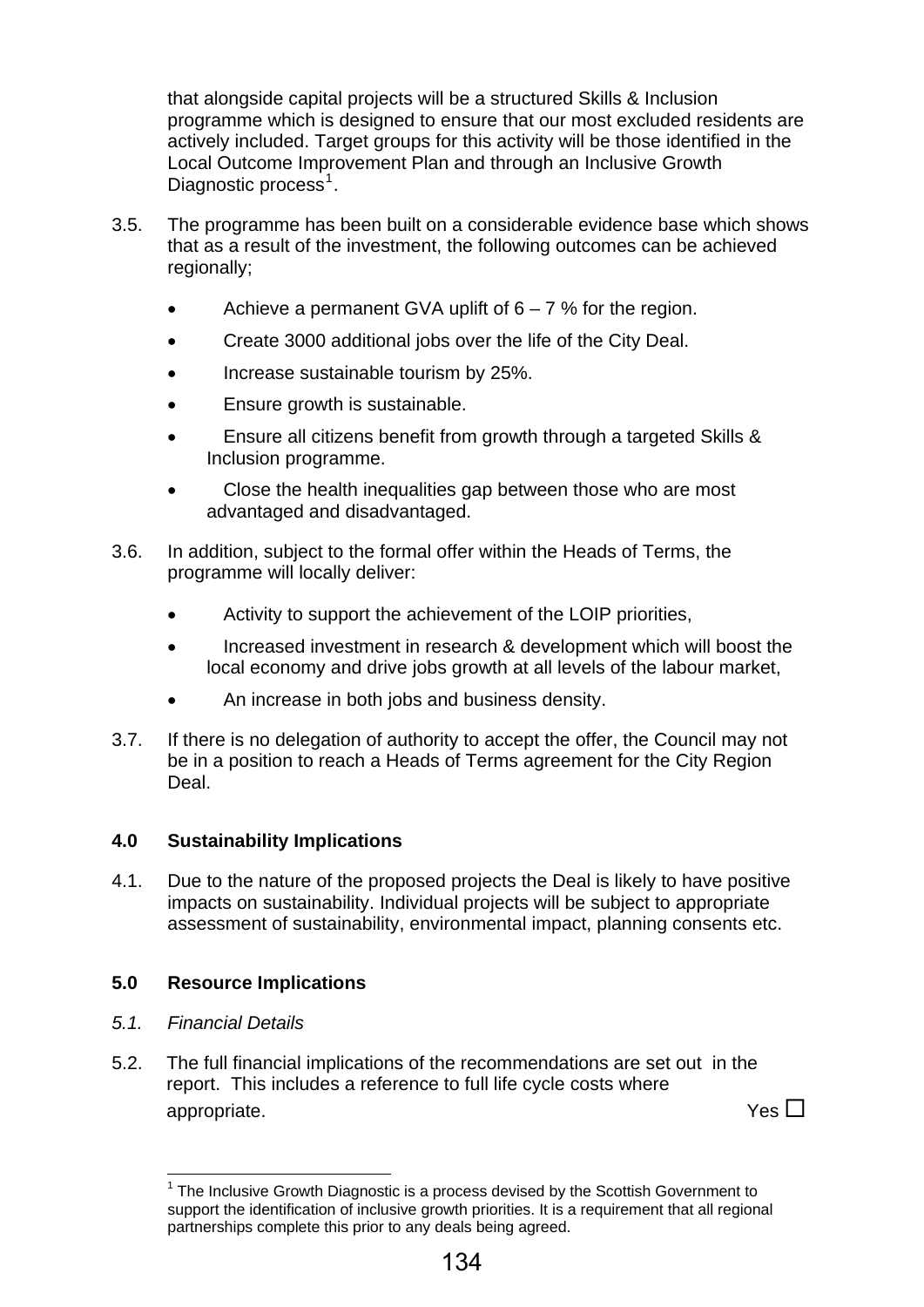that alongside capital projects will be a structured Skills & Inclusion programme which is designed to ensure that our most excluded residents are actively included. Target groups for this activity will be those identified in the Local Outcome Improvement Plan and through an Inclusive Growth Diagnostic process[1].

3.5. The programme has been built on a considerable evidence base which shows that as a result of the investment, the following outcomes can be achieved regionally;

- Achieve a permanent GVA uplift of 6 – 7 % for the region.
- Create 3000 additional jobs over the life of the City Deal.
- Increase sustainable tourism by 25%.
- Ensure growth is sustainable.
- Ensure all citizens benefit from growth through a targeted Skills & Inclusion programme.
- Close the health inequalities gap between those who are most advantaged and disadvantaged.

3.6. In addition, subject to the formal offer within the Heads of Terms, the programme will locally deliver:

- Activity to support the achievement of the LOIP priorities,
- Increased investment in research & development which will boost the local economy and drive jobs growth at all levels of the labour market,
- An increase in both jobs and business density.

3.7. If there is no delegation of authority to accept the offer, the Council may not be in a position to reach a Heads of Terms agreement for the City Region Deal.

## 4.0 Sustainability Implications

4.1. Due to the nature of the proposed projects the Deal is likely to have positive impacts on sustainability. Individual projects will be subject to appropriate assessment of sustainability, environmental impact, planning consents etc.

## 5.0 Resource Implications

*5.1. Financial Details*

5.2. The full financial implications of the recommendations are set out in the report. This includes a reference to full life cycle costs where appropriate. Yes ☐

[1] The Inclusive Growth Diagnostic is a process devised by the Scottish Government to support the identification of inclusive growth priorities. It is a requirement that all regional partnerships complete this prior to any deals being agreed.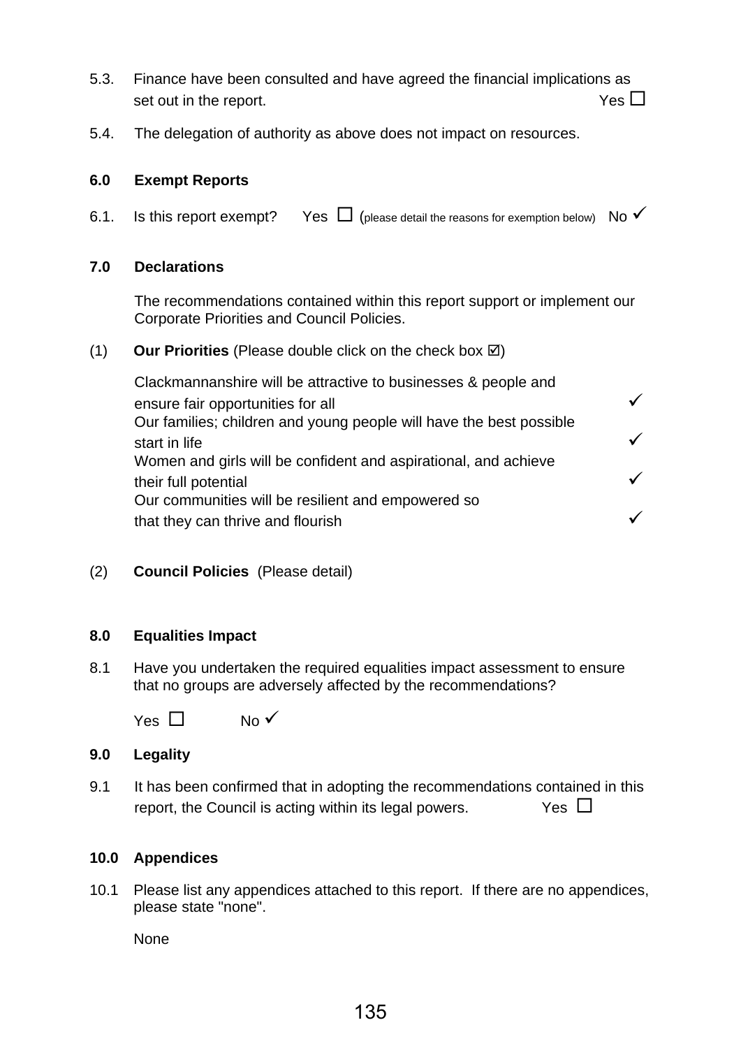5.3. Finance have been consulted and have agreed the financial implications as set out in the report. Yes ☐

5.4. The delegation of authority as above does not impact on resources.

**6.0 Exempt Reports**

6.1. Is this report exempt? Yes ☐ (please detail the reasons for exemption below) No ✓

**7.0 Declarations**

The recommendations contained within this report support or implement our Corporate Priorities and Council Policies.

(1) **Our Priorities** (Please double click on the check box ☑)

| | |
|---|---|
| Clackmannanshire will be attractive to businesses & people and ensure fair opportunities for all | ✓ |
| Our families; children and young people will have the best possible start in life | ✓ |
| Women and girls will be confident and aspirational, and achieve their full potential | ✓ |
| Our communities will be resilient and empowered so that they can thrive and flourish | ✓ |

(2) **Council Policies** (Please detail)

**8.0 Equalities Impact**

8.1 Have you undertaken the required equalities impact assessment to ensure that no groups are adversely affected by the recommendations?

Yes ☐ No ✓

**9.0 Legality**

9.1 It has been confirmed that in adopting the recommendations contained in this report, the Council is acting within its legal powers. Yes ☐

**10.0 Appendices**

10.1 Please list any appendices attached to this report. If there are no appendices, please state "none".

None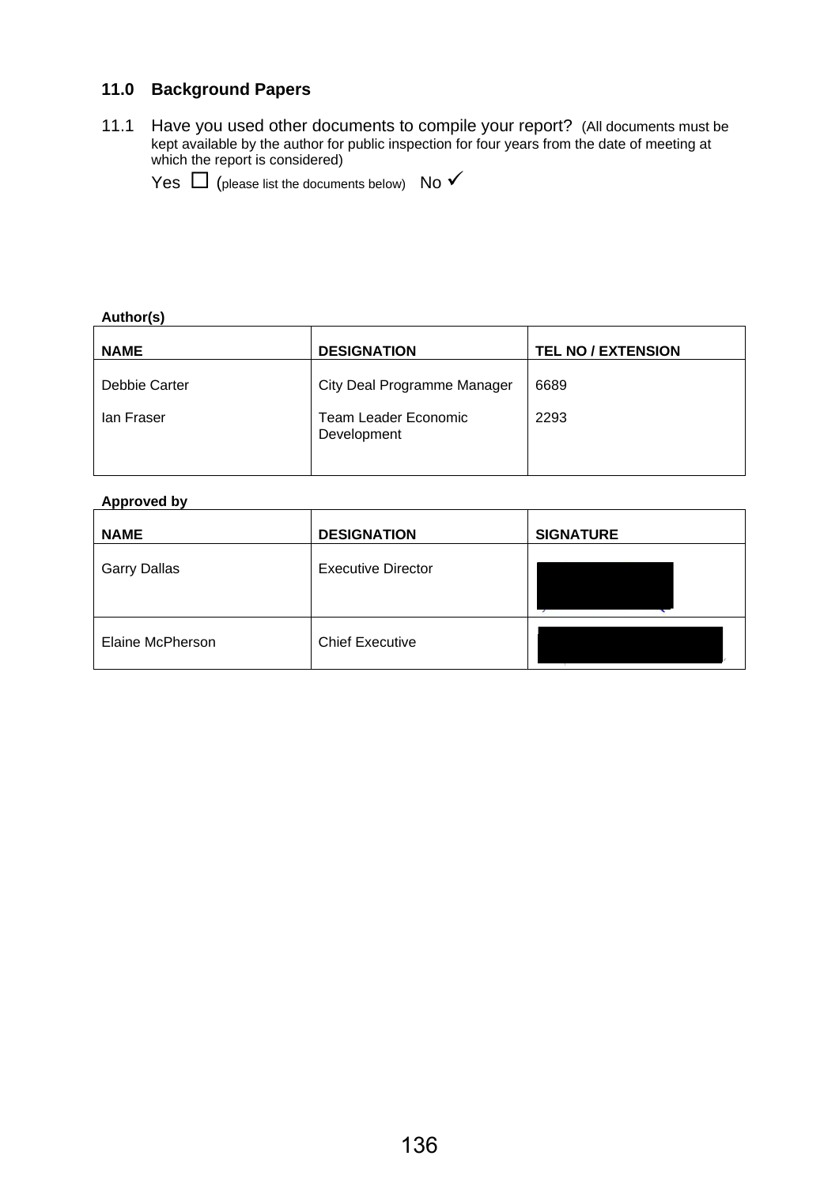## 11.0 Background Papers

11.1 Have you used other documents to compile your report? (All documents must be kept available by the author for public inspection for four years from the date of meeting at which the report is considered)

Yes ☐ (please list the documents below) No ✓

**Author(s)**

| NAME | DESIGNATION | TEL NO / EXTENSION |
|---|---|---|
| Debbie Carter | City Deal Programme Manager | 6689 |
| Ian Fraser | Team Leader Economic Development | 2293 |

**Approved by**

| NAME | DESIGNATION | SIGNATURE |
|---|---|---|
| Garry Dallas | Executive Director | |
| Elaine McPherson | Chief Executive | |